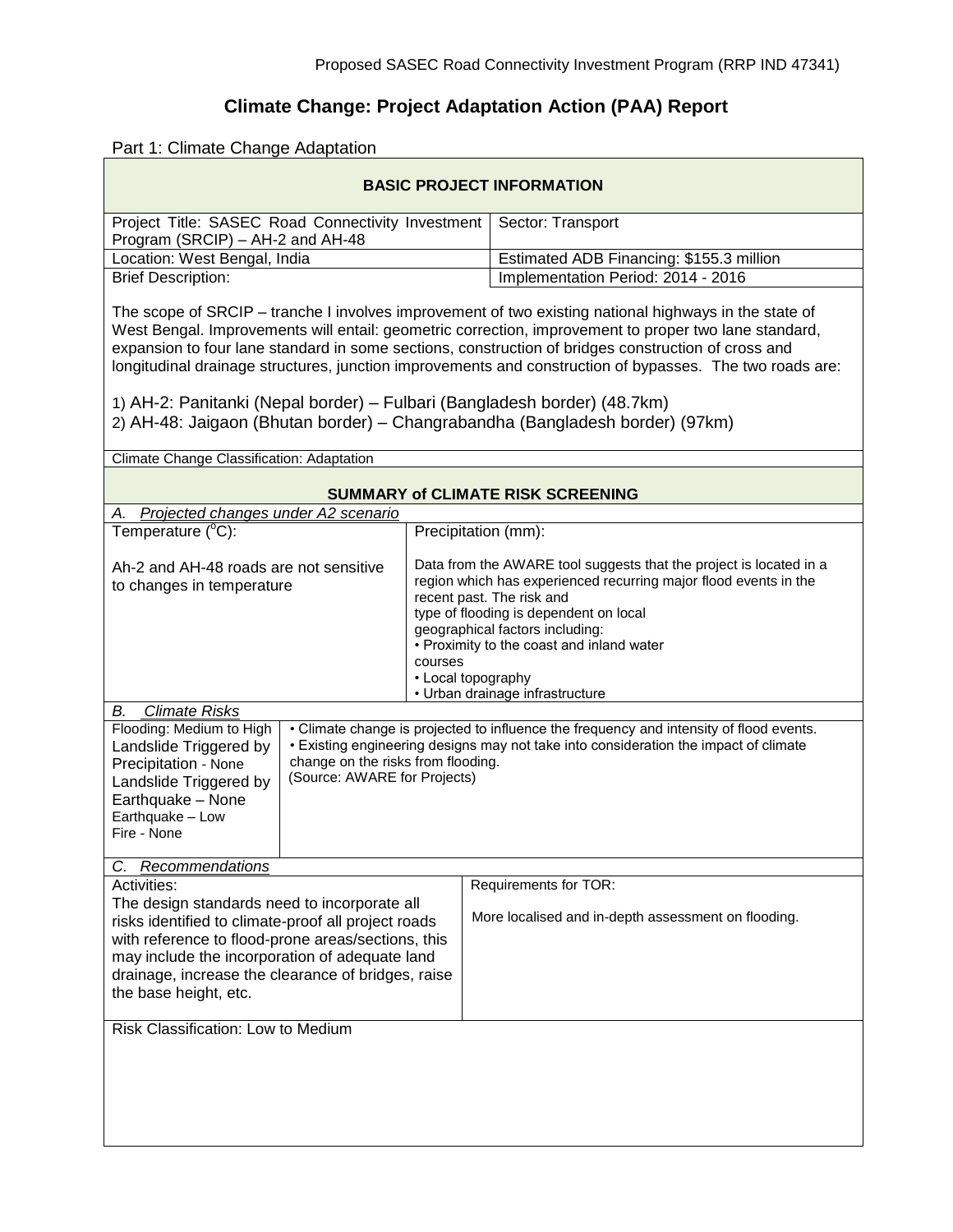# Climate Change: Project Adaptation Action (PAA) Report

Part 1: Climate Change Adaptation

| **BASIC PROJECT INFORMATION** | |
|---|---|
| Project Title: SASEC Road Connectivity Investment Program (SRCIP) – AH-2 and AH-48 | Sector: Transport |
| Location: West Bengal, India | Estimated ADB Financing: $155.3 million |
| Brief Description: | Implementation Period: 2014 - 2016 |

The scope of SRCIP – tranche I involves improvement of two existing national highways in the state of West Bengal. Improvements will entail: geometric correction, improvement to proper two lane standard, expansion to four lane standard in some sections, construction of bridges construction of cross and longitudinal drainage structures, junction improvements and construction of bypasses. The two roads are:

1) AH-2: Panitanki (Nepal border) – Fulbari (Bangladesh border) (48.7km)
2) AH-48: Jaigaon (Bhutan border) – Changrabandha (Bangladesh border) (97km)

Climate Change Classification: Adaptation

**SUMMARY of CLIMATE RISK SCREENING**

*A. Projected changes under A2 scenario*

| Temperature (°C): | Precipitation (mm): |
|---|---|
| Ah-2 and AH-48 roads are not sensitive to changes in temperature | Data from the AWARE tool suggests that the project is located in a region which has experienced recurring major flood events in the recent past. The risk and type of flooding is dependent on local geographical factors including:<br>• Proximity to the coast and inland water courses<br>• Local topography<br>• Urban drainage infrastructure |

*B. Climate Risks*

| | |
|---|---|
| Flooding: Medium to High<br>Landslide Triggered by Precipitation - None<br>Landslide Triggered by Earthquake – None<br>Earthquake – Low<br>Fire - None | • Climate change is projected to influence the frequency and intensity of flood events.<br>• Existing engineering designs may not take into consideration the impact of climate change on the risks from flooding.<br>(Source: AWARE for Projects) |

*C. Recommendations*

| Activities: | Requirements for TOR: |
|---|---|
| The design standards need to incorporate all risks identified to climate-proof all project roads with reference to flood-prone areas/sections, this may include the incorporation of adequate land drainage, increase the clearance of bridges, raise the base height, etc. | More localised and in-depth assessment on flooding. |

Risk Classification: Low to Medium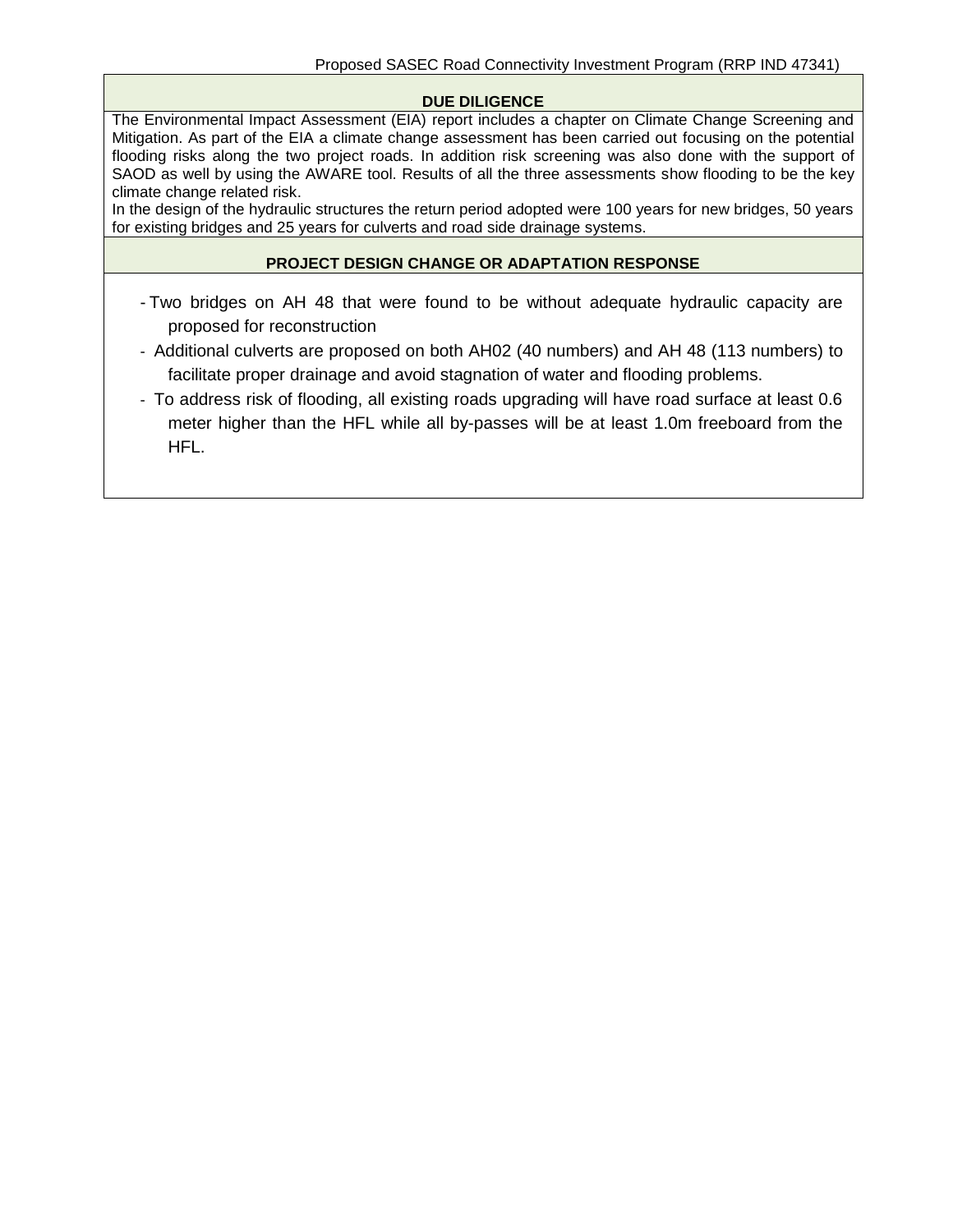**DUE DILIGENCE**

The Environmental Impact Assessment (EIA) report includes a chapter on Climate Change Screening and Mitigation. As part of the EIA a climate change assessment has been carried out focusing on the potential flooding risks along the two project roads. In addition risk screening was also done with the support of SAOD as well by using the AWARE tool. Results of all the three assessments show flooding to be the key climate change related risk.

In the design of the hydraulic structures the return period adopted were 100 years for new bridges, 50 years for existing bridges and 25 years for culverts and road side drainage systems.

**PROJECT DESIGN CHANGE OR ADAPTATION RESPONSE**

- Two bridges on AH 48 that were found to be without adequate hydraulic capacity are proposed for reconstruction
- Additional culverts are proposed on both AH02 (40 numbers) and AH 48 (113 numbers) to facilitate proper drainage and avoid stagnation of water and flooding problems.
- To address risk of flooding, all existing roads upgrading will have road surface at least 0.6 meter higher than the HFL while all by-passes will be at least 1.0m freeboard from the HFL.